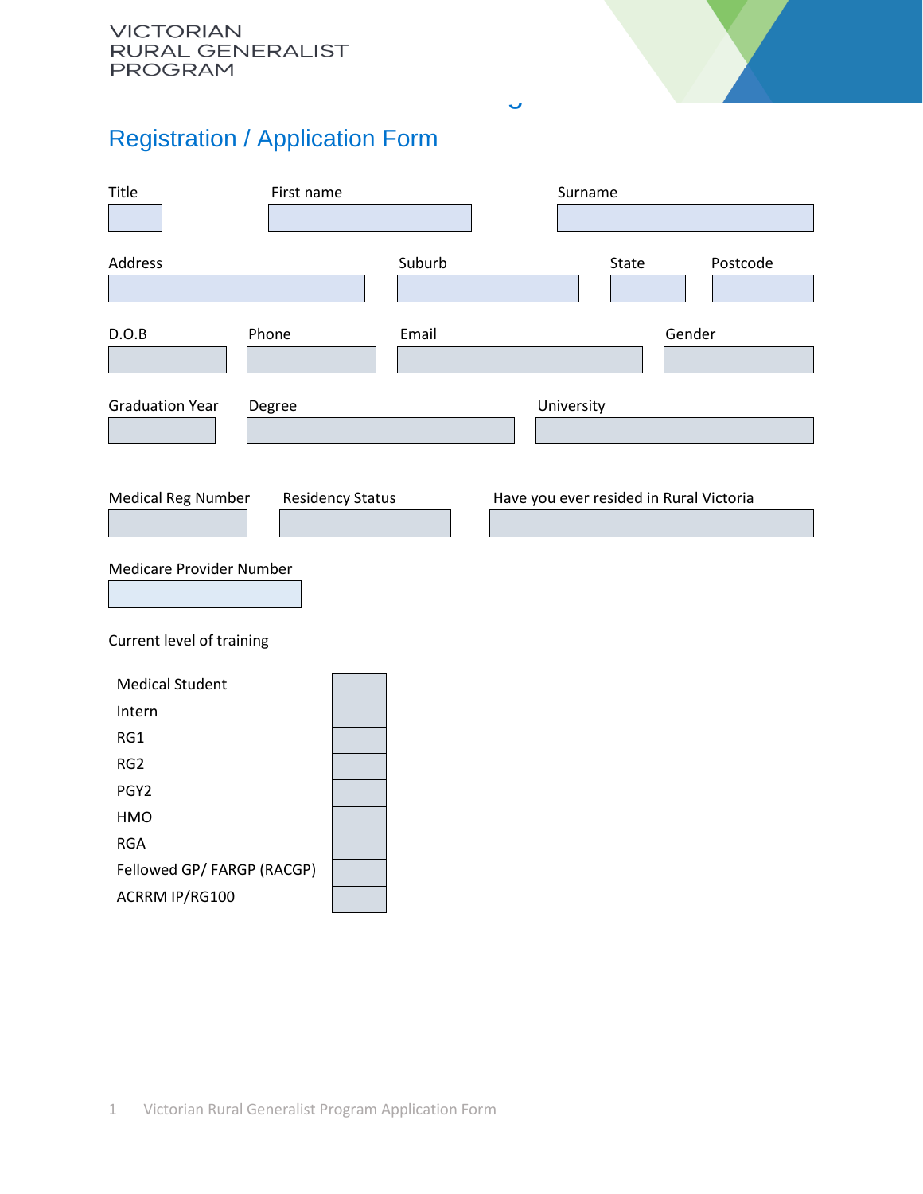VICTORIAN
RURAL GENERALIST
PROGRAM

# Registration / Application Form

Title

First name

Surname

Address

Suburb

State

Postcode

D.O.B

Phone

Email

Gender

Graduation Year

Degree

University

Medical Reg Number

Residency Status

Have you ever resided in Rural Victoria

Medicare Provider Number

Current level of training

| | |
|---|---|
| Medical Student | |
| Intern | |
| RG1 | |
| RG2 | |
| PGY2 | |
| HMO | |
| RGA | |
| Fellowed GP/ FARGP (RACGP) | |
| ACRRM IP/RG100 | |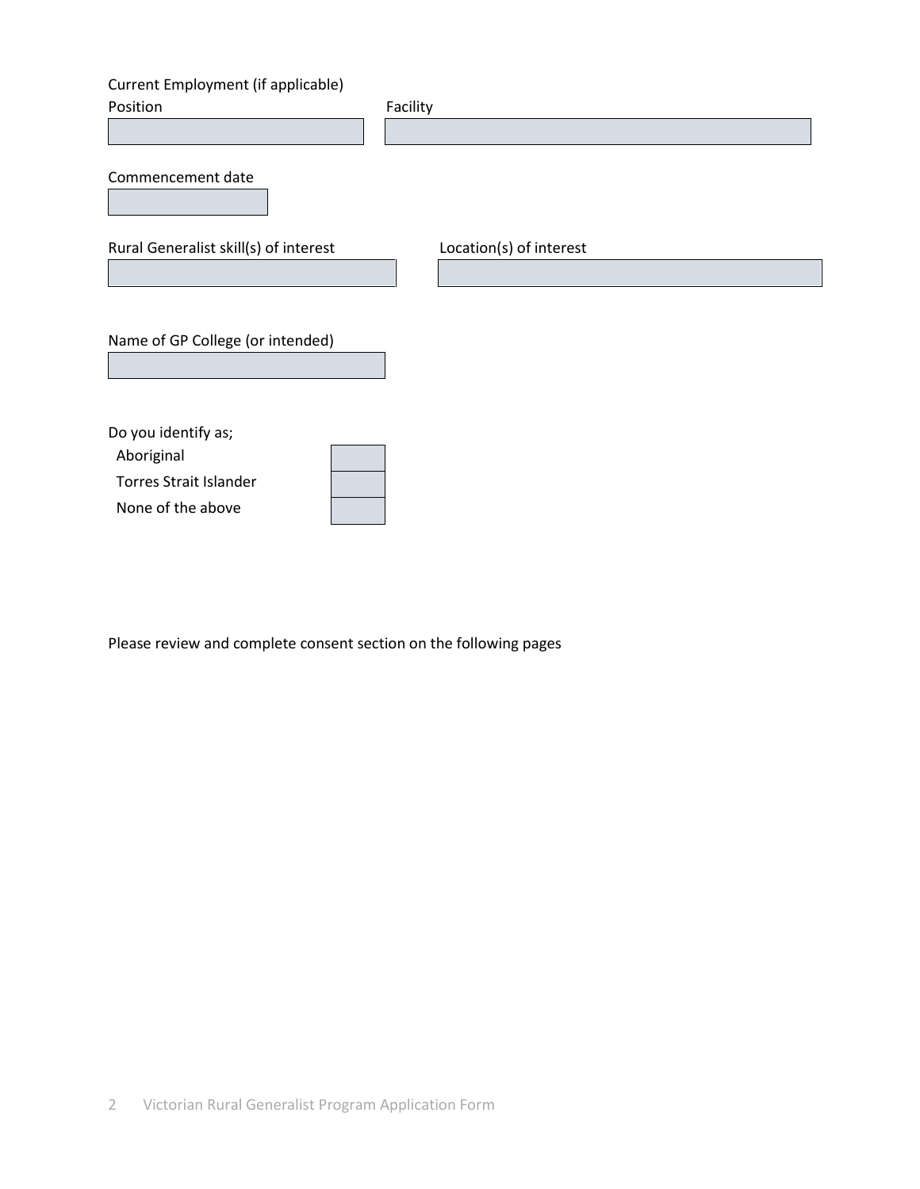Current Employment (if applicable)

Position

Facility

Commencement date

Rural Generalist skill(s) of interest

Location(s) of interest

Name of GP College (or intended)

Do you identify as;

Aboriginal

Torres Strait Islander

None of the above

Please review and complete consent section on the following pages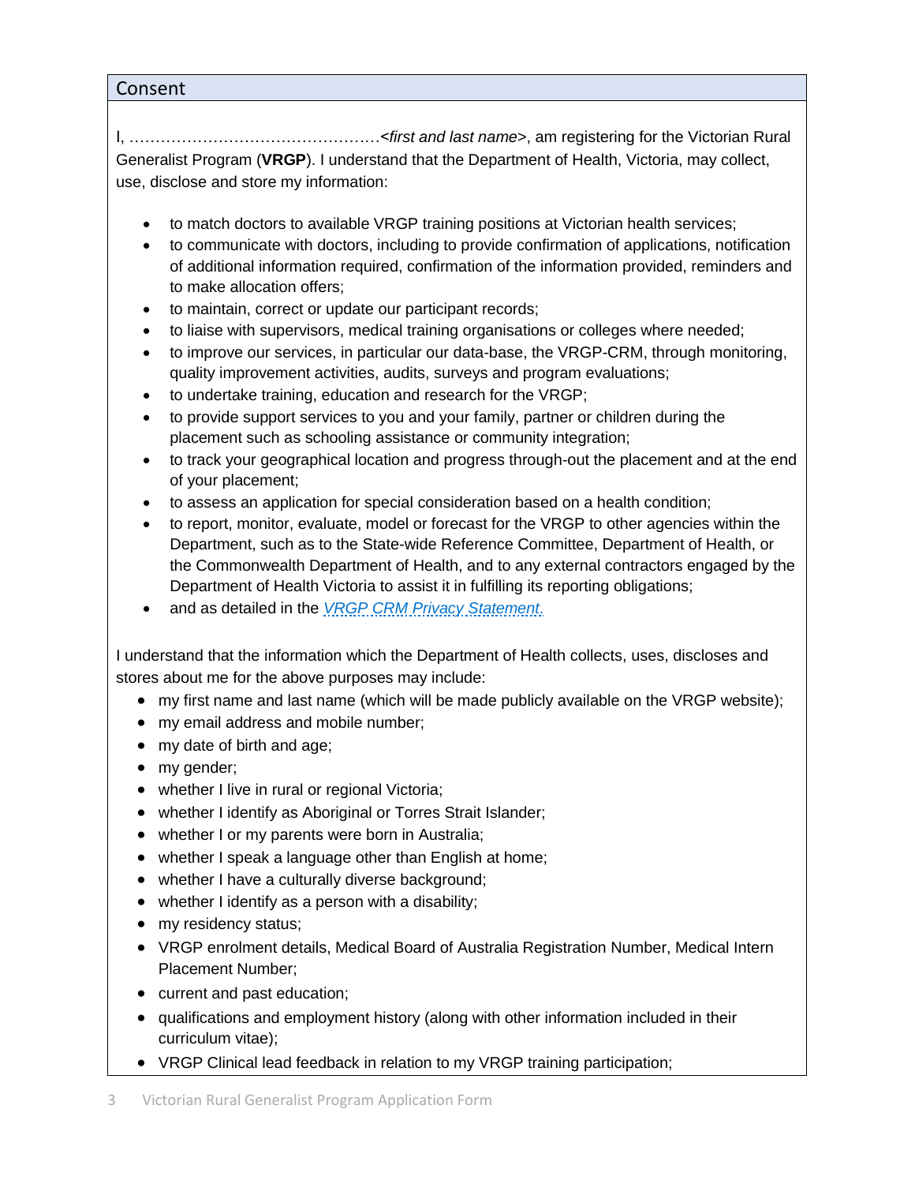## Consent

I, …………………………………………<*first and last name*>, am registering for the Victorian Rural Generalist Program (**VRGP**). I understand that the Department of Health, Victoria, may collect, use, disclose and store my information:

- to match doctors to available VRGP training positions at Victorian health services;
- to communicate with doctors, including to provide confirmation of applications, notification of additional information required, confirmation of the information provided, reminders and to make allocation offers;
- to maintain, correct or update our participant records;
- to liaise with supervisors, medical training organisations or colleges where needed;
- to improve our services, in particular our data-base, the VRGP-CRM, through monitoring, quality improvement activities, audits, surveys and program evaluations;
- to undertake training, education and research for the VRGP;
- to provide support services to you and your family, partner or children during the placement such as schooling assistance or community integration;
- to track your geographical location and progress through-out the placement and at the end of your placement;
- to assess an application for special consideration based on a health condition;
- to report, monitor, evaluate, model or forecast for the VRGP to other agencies within the Department, such as to the State-wide Reference Committee, Department of Health, or the Commonwealth Department of Health, and to any external contractors engaged by the Department of Health Victoria to assist it in fulfilling its reporting obligations;
- and as detailed in the *VRGP CRM Privacy Statement.*

I understand that the information which the Department of Health collects, uses, discloses and stores about me for the above purposes may include:

- my first name and last name (which will be made publicly available on the VRGP website);
- my email address and mobile number;
- my date of birth and age;
- my gender;
- whether I live in rural or regional Victoria;
- whether I identify as Aboriginal or Torres Strait Islander;
- whether I or my parents were born in Australia;
- whether I speak a language other than English at home;
- whether I have a culturally diverse background;
- whether I identify as a person with a disability;
- my residency status;
- VRGP enrolment details, Medical Board of Australia Registration Number, Medical Intern Placement Number;
- current and past education;
- qualifications and employment history (along with other information included in their curriculum vitae);
- VRGP Clinical lead feedback in relation to my VRGP training participation;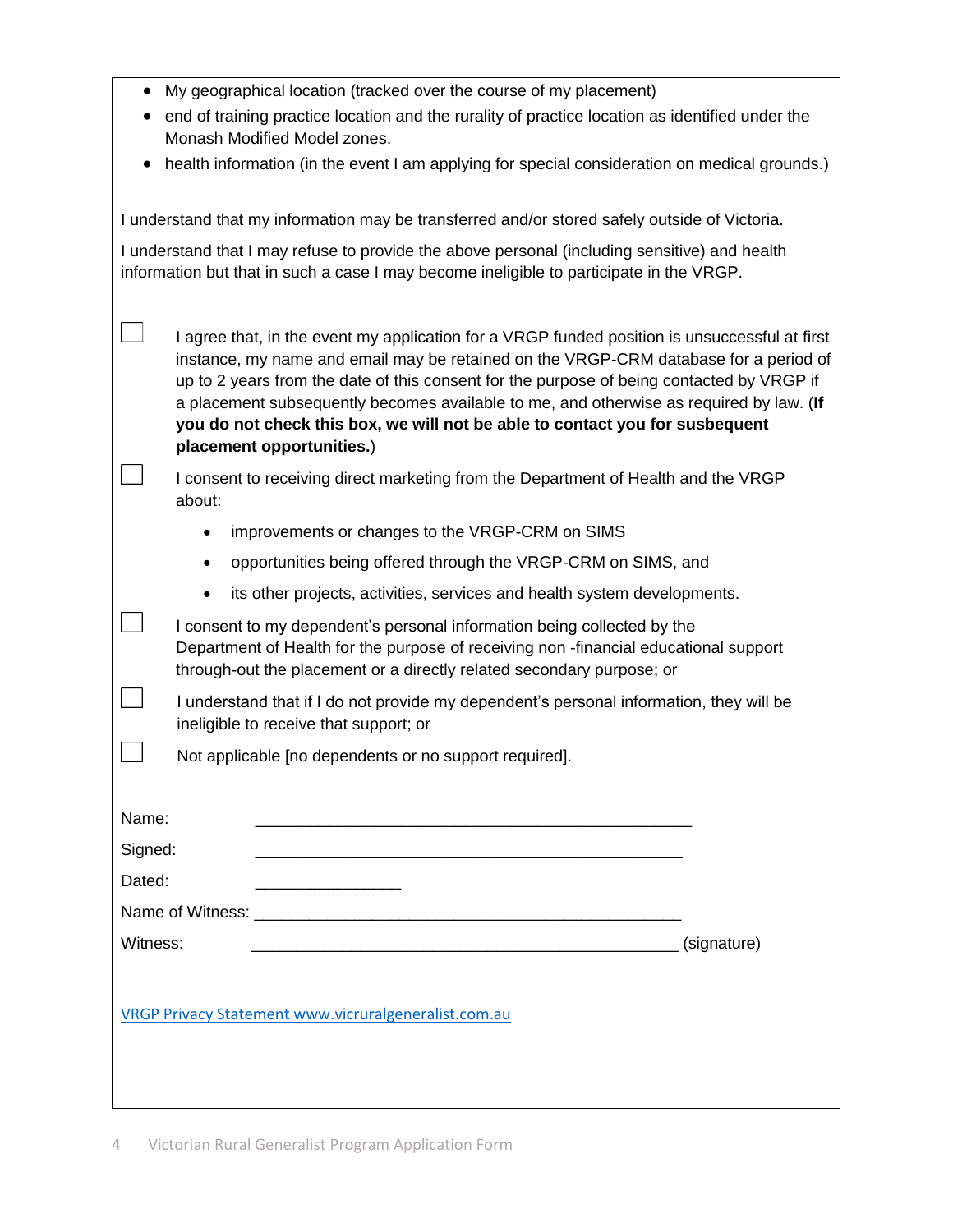- My geographical location (tracked over the course of my placement)
- end of training practice location and the rurality of practice location as identified under the Monash Modified Model zones.
- health information (in the event I am applying for special consideration on medical grounds.)

I understand that my information may be transferred and/or stored safely outside of Victoria.

I understand that I may refuse to provide the above personal (including sensitive) and health information but that in such a case I may become ineligible to participate in the VRGP.

☐ I agree that, in the event my application for a VRGP funded position is unsuccessful at first instance, my name and email may be retained on the VRGP-CRM database for a period of up to 2 years from the date of this consent for the purpose of being contacted by VRGP if a placement subsequently becomes available to me, and otherwise as required by law. (**If you do not check this box, we will not be able to contact you for susbequent placement opportunities.**)

☐ I consent to receiving direct marketing from the Department of Health and the VRGP about:

- improvements or changes to the VRGP-CRM on SIMS
- opportunities being offered through the VRGP-CRM on SIMS, and
- its other projects, activities, services and health system developments.

☐ I consent to my dependent's personal information being collected by the Department of Health for the purpose of receiving non -financial educational support through-out the placement or a directly related secondary purpose; or

☐ I understand that if I do not provide my dependent's personal information, they will be ineligible to receive that support; or

☐ Not applicable [no dependents or no support required].

Name: ______________________________________________

Signed: ______________________________________________

Dated: ________________

Name of Witness: ______________________________________________

Witness: ______________________________________________ (signature)

VRGP Privacy Statement www.vicruralgeneralist.com.au